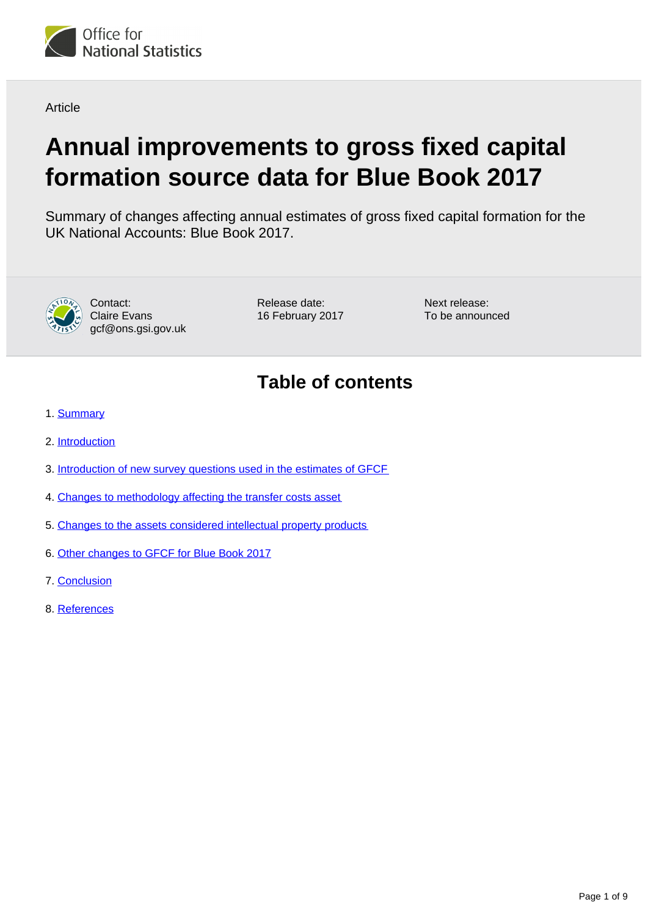Office for National Statistics

Article

# Annual improvements to gross fixed capital formation source data for Blue Book 2017

Summary of changes affecting annual estimates of gross fixed capital formation for the UK National Accounts: Blue Book 2017.

Contact:
Claire Evans
gcf@ons.gsi.gov.uk

Release date:
16 February 2017

Next release:
To be announced

## Table of contents

1. Summary
2. Introduction
3. Introduction of new survey questions used in the estimates of GFCF
4. Changes to methodology affecting the transfer costs asset
5. Changes to the assets considered intellectual property products
6. Other changes to GFCF for Blue Book 2017
7. Conclusion
8. References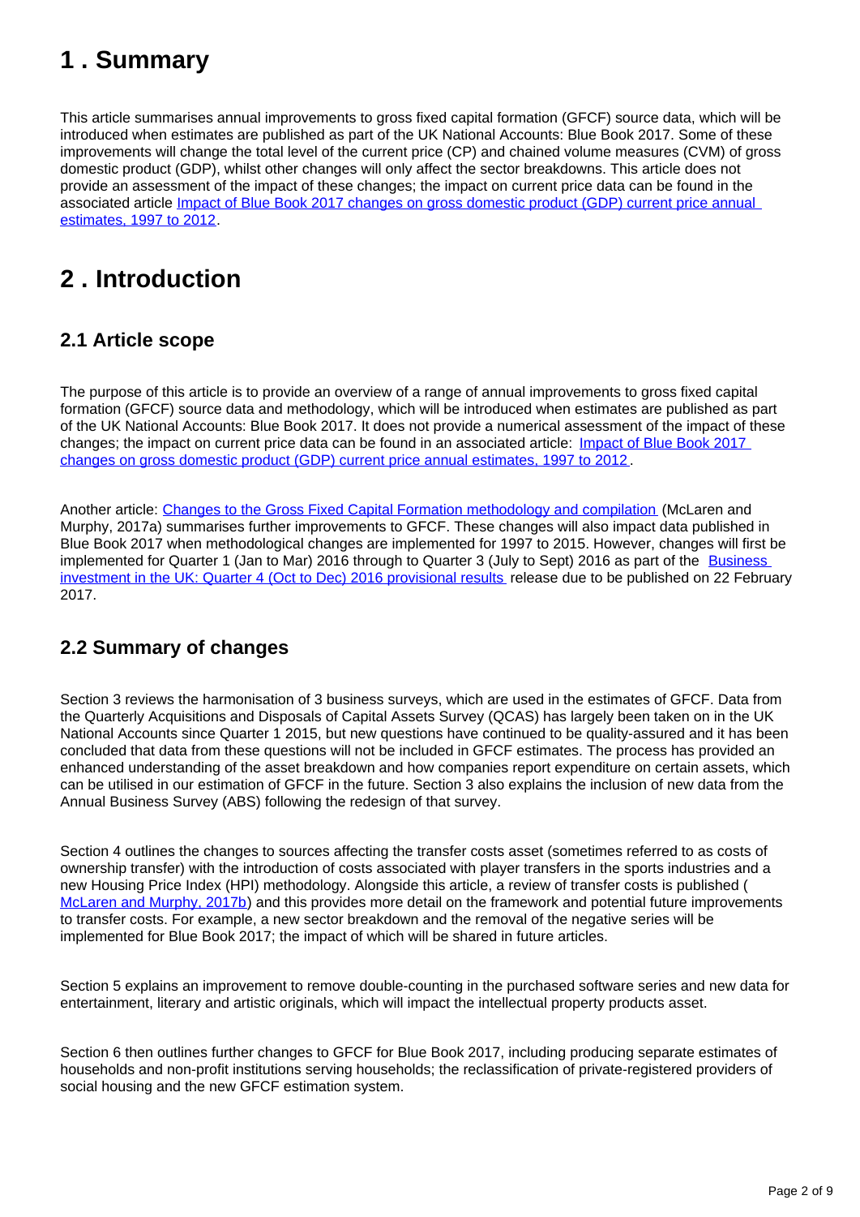# 1 . Summary

This article summarises annual improvements to gross fixed capital formation (GFCF) source data, which will be introduced when estimates are published as part of the UK National Accounts: Blue Book 2017. Some of these improvements will change the total level of the current price (CP) and chained volume measures (CVM) of gross domestic product (GDP), whilst other changes will only affect the sector breakdowns. This article does not provide an assessment of the impact of these changes; the impact on current price data can be found in the associated article Impact of Blue Book 2017 changes on gross domestic product (GDP) current price annual estimates, 1997 to 2012.

# 2 . Introduction

## 2.1 Article scope

The purpose of this article is to provide an overview of a range of annual improvements to gross fixed capital formation (GFCF) source data and methodology, which will be introduced when estimates are published as part of the UK National Accounts: Blue Book 2017. It does not provide a numerical assessment of the impact of these changes; the impact on current price data can be found in an associated article: Impact of Blue Book 2017 changes on gross domestic product (GDP) current price annual estimates, 1997 to 2012.

Another article: Changes to the Gross Fixed Capital Formation methodology and compilation (McLaren and Murphy, 2017a) summarises further improvements to GFCF. These changes will also impact data published in Blue Book 2017 when methodological changes are implemented for 1997 to 2015. However, changes will first be implemented for Quarter 1 (Jan to Mar) 2016 through to Quarter 3 (July to Sept) 2016 as part of the Business investment in the UK: Quarter 4 (Oct to Dec) 2016 provisional results release due to be published on 22 February 2017.

## 2.2 Summary of changes

Section 3 reviews the harmonisation of 3 business surveys, which are used in the estimates of GFCF. Data from the Quarterly Acquisitions and Disposals of Capital Assets Survey (QCAS) has largely been taken on in the UK National Accounts since Quarter 1 2015, but new questions have continued to be quality-assured and it has been concluded that data from these questions will not be included in GFCF estimates. The process has provided an enhanced understanding of the asset breakdown and how companies report expenditure on certain assets, which can be utilised in our estimation of GFCF in the future. Section 3 also explains the inclusion of new data from the Annual Business Survey (ABS) following the redesign of that survey.

Section 4 outlines the changes to sources affecting the transfer costs asset (sometimes referred to as costs of ownership transfer) with the introduction of costs associated with player transfers in the sports industries and a new Housing Price Index (HPI) methodology. Alongside this article, a review of transfer costs is published (McLaren and Murphy, 2017b) and this provides more detail on the framework and potential future improvements to transfer costs. For example, a new sector breakdown and the removal of the negative series will be implemented for Blue Book 2017; the impact of which will be shared in future articles.

Section 5 explains an improvement to remove double-counting in the purchased software series and new data for entertainment, literary and artistic originals, which will impact the intellectual property products asset.

Section 6 then outlines further changes to GFCF for Blue Book 2017, including producing separate estimates of households and non-profit institutions serving households; the reclassification of private-registered providers of social housing and the new GFCF estimation system.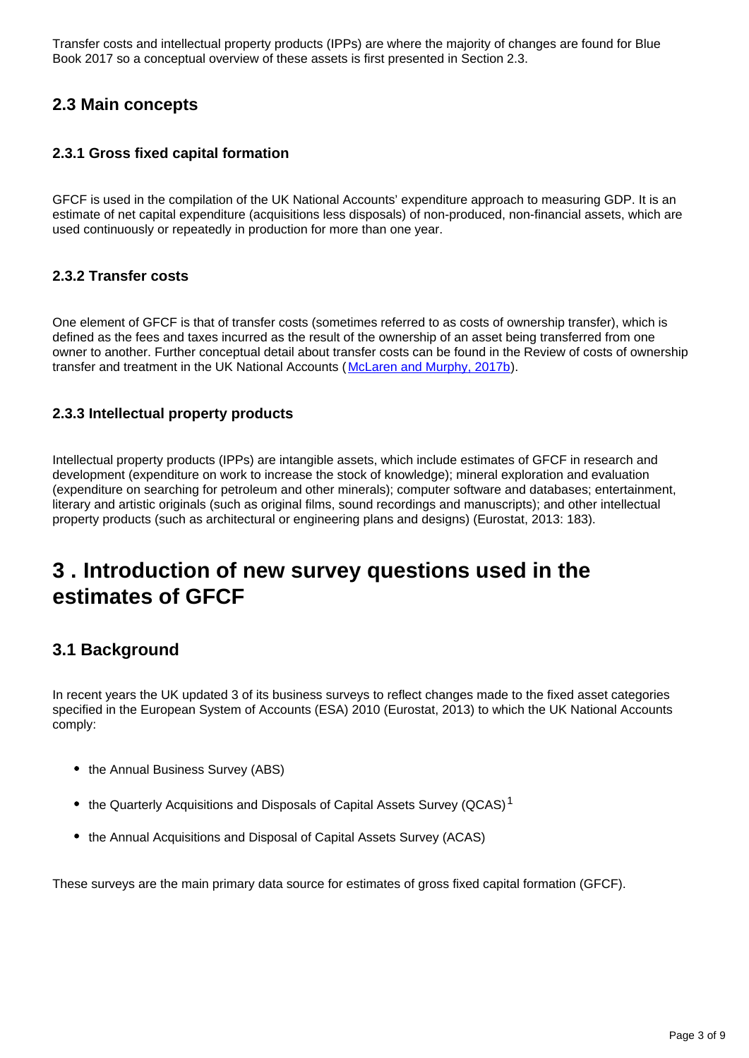Transfer costs and intellectual property products (IPPs) are where the majority of changes are found for Blue Book 2017 so a conceptual overview of these assets is first presented in Section 2.3.

## 2.3 Main concepts

### 2.3.1 Gross fixed capital formation

GFCF is used in the compilation of the UK National Accounts' expenditure approach to measuring GDP. It is an estimate of net capital expenditure (acquisitions less disposals) of non-produced, non-financial assets, which are used continuously or repeatedly in production for more than one year.

### 2.3.2 Transfer costs

One element of GFCF is that of transfer costs (sometimes referred to as costs of ownership transfer), which is defined as the fees and taxes incurred as the result of the ownership of an asset being transferred from one owner to another. Further conceptual detail about transfer costs can be found in the Review of costs of ownership transfer and treatment in the UK National Accounts (McLaren and Murphy, 2017b).

### 2.3.3 Intellectual property products

Intellectual property products (IPPs) are intangible assets, which include estimates of GFCF in research and development (expenditure on work to increase the stock of knowledge); mineral exploration and evaluation (expenditure on searching for petroleum and other minerals); computer software and databases; entertainment, literary and artistic originals (such as original films, sound recordings and manuscripts); and other intellectual property products (such as architectural or engineering plans and designs) (Eurostat, 2013: 183).

# 3 . Introduction of new survey questions used in the estimates of GFCF

## 3.1 Background

In recent years the UK updated 3 of its business surveys to reflect changes made to the fixed asset categories specified in the European System of Accounts (ESA) 2010 (Eurostat, 2013) to which the UK National Accounts comply:

- the Annual Business Survey (ABS)
- the Quarterly Acquisitions and Disposals of Capital Assets Survey (QCAS)[1]
- the Annual Acquisitions and Disposal of Capital Assets Survey (ACAS)

These surveys are the main primary data source for estimates of gross fixed capital formation (GFCF).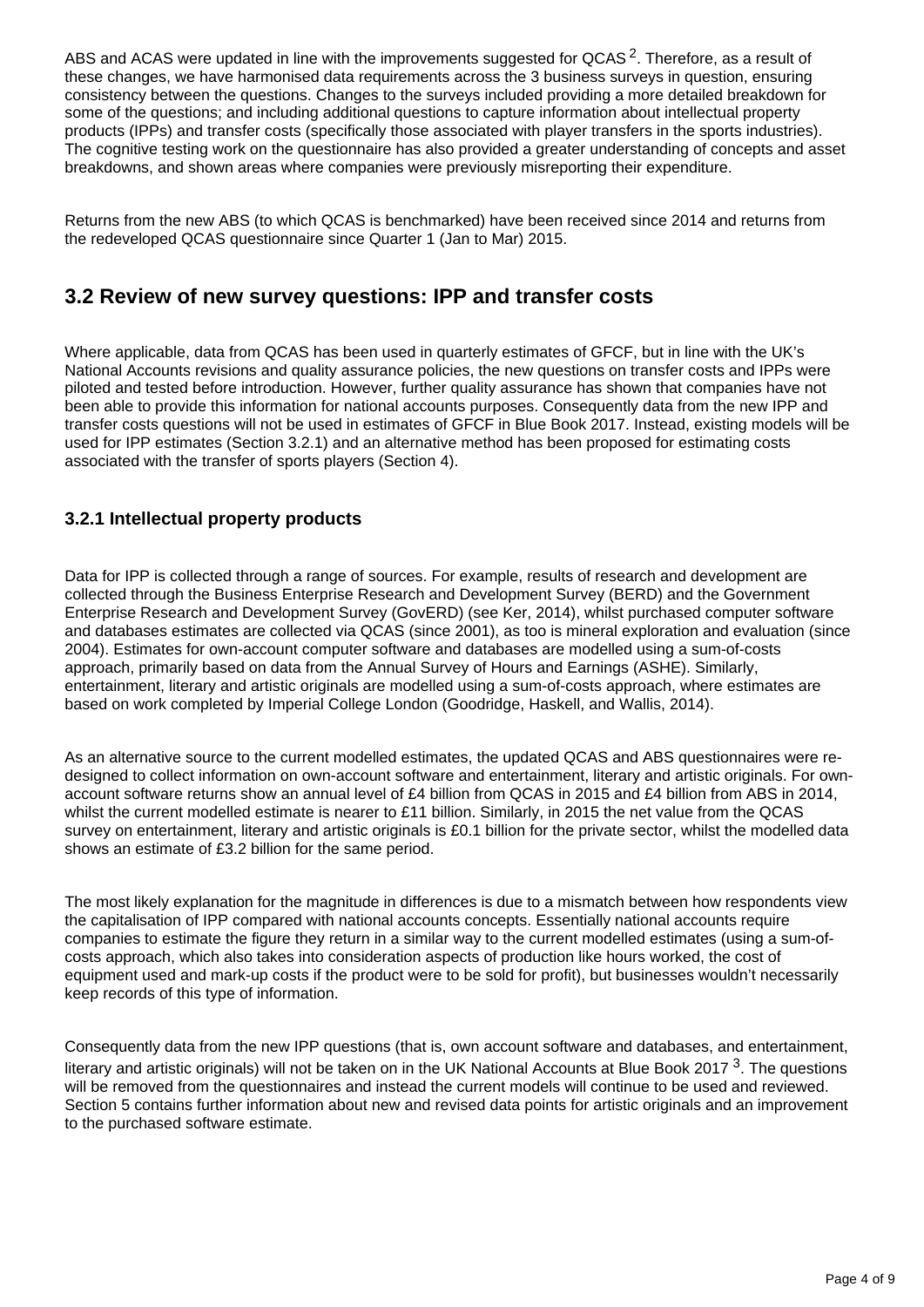ABS and ACAS were updated in line with the improvements suggested for QCAS [2]. Therefore, as a result of these changes, we have harmonised data requirements across the 3 business surveys in question, ensuring consistency between the questions. Changes to the surveys included providing a more detailed breakdown for some of the questions; and including additional questions to capture information about intellectual property products (IPPs) and transfer costs (specifically those associated with player transfers in the sports industries). The cognitive testing work on the questionnaire has also provided a greater understanding of concepts and asset breakdowns, and shown areas where companies were previously misreporting their expenditure.

Returns from the new ABS (to which QCAS is benchmarked) have been received since 2014 and returns from the redeveloped QCAS questionnaire since Quarter 1 (Jan to Mar) 2015.

## 3.2 Review of new survey questions: IPP and transfer costs

Where applicable, data from QCAS has been used in quarterly estimates of GFCF, but in line with the UK's National Accounts revisions and quality assurance policies, the new questions on transfer costs and IPPs were piloted and tested before introduction. However, further quality assurance has shown that companies have not been able to provide this information for national accounts purposes. Consequently data from the new IPP and transfer costs questions will not be used in estimates of GFCF in Blue Book 2017. Instead, existing models will be used for IPP estimates (Section 3.2.1) and an alternative method has been proposed for estimating costs associated with the transfer of sports players (Section 4).

### 3.2.1 Intellectual property products

Data for IPP is collected through a range of sources. For example, results of research and development are collected through the Business Enterprise Research and Development Survey (BERD) and the Government Enterprise Research and Development Survey (GovERD) (see Ker, 2014), whilst purchased computer software and databases estimates are collected via QCAS (since 2001), as too is mineral exploration and evaluation (since 2004). Estimates for own-account computer software and databases are modelled using a sum-of-costs approach, primarily based on data from the Annual Survey of Hours and Earnings (ASHE). Similarly, entertainment, literary and artistic originals are modelled using a sum-of-costs approach, where estimates are based on work completed by Imperial College London (Goodridge, Haskell, and Wallis, 2014).

As an alternative source to the current modelled estimates, the updated QCAS and ABS questionnaires were re-designed to collect information on own-account software and entertainment, literary and artistic originals. For own-account software returns show an annual level of £4 billion from QCAS in 2015 and £4 billion from ABS in 2014, whilst the current modelled estimate is nearer to £11 billion. Similarly, in 2015 the net value from the QCAS survey on entertainment, literary and artistic originals is £0.1 billion for the private sector, whilst the modelled data shows an estimate of £3.2 billion for the same period.

The most likely explanation for the magnitude in differences is due to a mismatch between how respondents view the capitalisation of IPP compared with national accounts concepts. Essentially national accounts require companies to estimate the figure they return in a similar way to the current modelled estimates (using a sum-of-costs approach, which also takes into consideration aspects of production like hours worked, the cost of equipment used and mark-up costs if the product were to be sold for profit), but businesses wouldn't necessarily keep records of this type of information.

Consequently data from the new IPP questions (that is, own account software and databases, and entertainment, literary and artistic originals) will not be taken on in the UK National Accounts at Blue Book 2017 [3]. The questions will be removed from the questionnaires and instead the current models will continue to be used and reviewed. Section 5 contains further information about new and revised data points for artistic originals and an improvement to the purchased software estimate.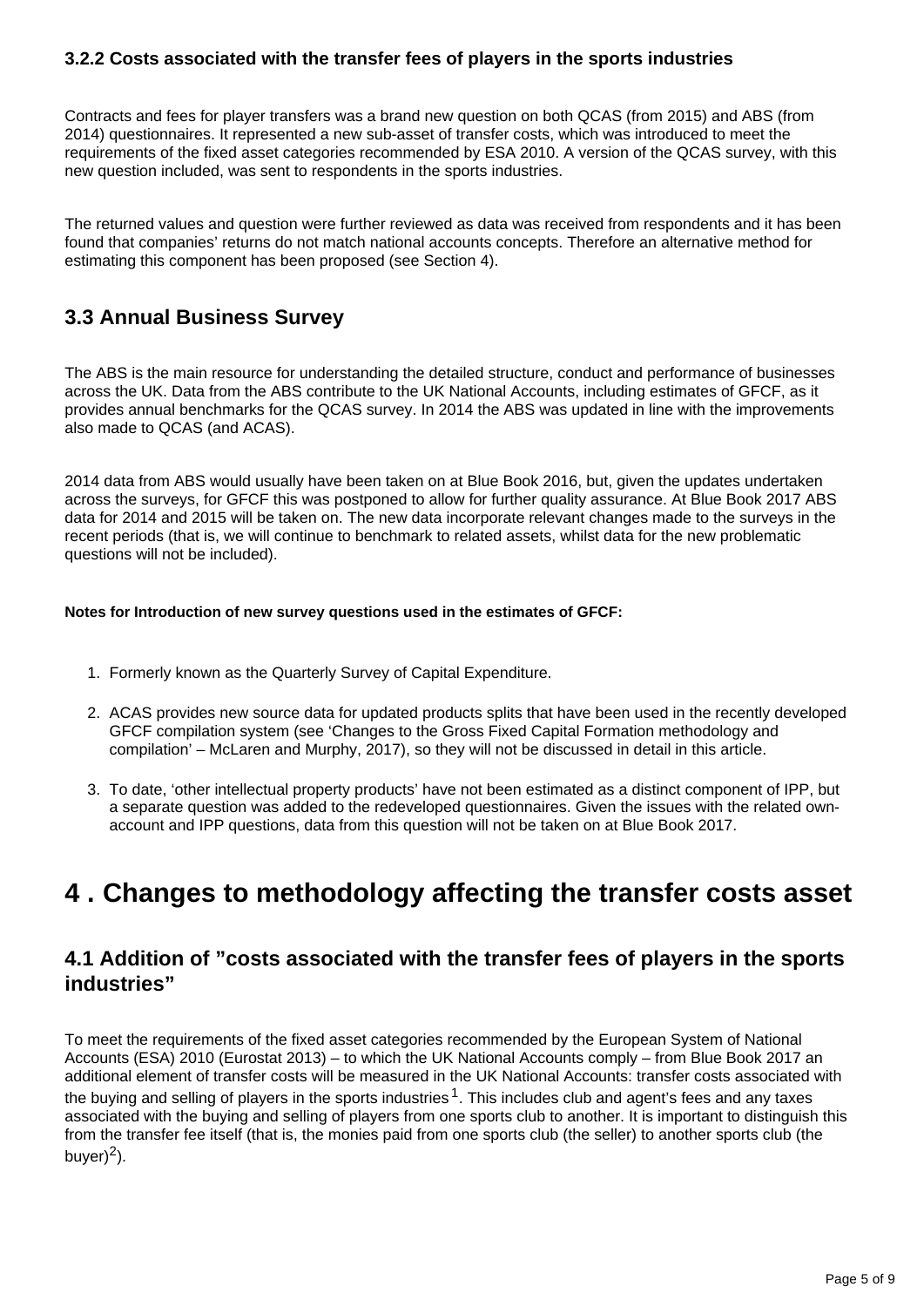### 3.2.2 Costs associated with the transfer fees of players in the sports industries

Contracts and fees for player transfers was a brand new question on both QCAS (from 2015) and ABS (from 2014) questionnaires. It represented a new sub-asset of transfer costs, which was introduced to meet the requirements of the fixed asset categories recommended by ESA 2010. A version of the QCAS survey, with this new question included, was sent to respondents in the sports industries.

The returned values and question were further reviewed as data was received from respondents and it has been found that companies' returns do not match national accounts concepts. Therefore an alternative method for estimating this component has been proposed (see Section 4).

## 3.3 Annual Business Survey

The ABS is the main resource for understanding the detailed structure, conduct and performance of businesses across the UK. Data from the ABS contribute to the UK National Accounts, including estimates of GFCF, as it provides annual benchmarks for the QCAS survey. In 2014 the ABS was updated in line with the improvements also made to QCAS (and ACAS).

2014 data from ABS would usually have been taken on at Blue Book 2016, but, given the updates undertaken across the surveys, for GFCF this was postponed to allow for further quality assurance. At Blue Book 2017 ABS data for 2014 and 2015 will be taken on. The new data incorporate relevant changes made to the surveys in the recent periods (that is, we will continue to benchmark to related assets, whilst data for the new problematic questions will not be included).

**Notes for Introduction of new survey questions used in the estimates of GFCF:**

1. Formerly known as the Quarterly Survey of Capital Expenditure.
2. ACAS provides new source data for updated products splits that have been used in the recently developed GFCF compilation system (see 'Changes to the Gross Fixed Capital Formation methodology and compilation' – McLaren and Murphy, 2017), so they will not be discussed in detail in this article.
3. To date, 'other intellectual property products' have not been estimated as a distinct component of IPP, but a separate question was added to the redeveloped questionnaires. Given the issues with the related own-account and IPP questions, data from this question will not be taken on at Blue Book 2017.

# 4 . Changes to methodology affecting the transfer costs asset

## 4.1 Addition of "costs associated with the transfer fees of players in the sports industries"

To meet the requirements of the fixed asset categories recommended by the European System of National Accounts (ESA) 2010 (Eurostat 2013) – to which the UK National Accounts comply – from Blue Book 2017 an additional element of transfer costs will be measured in the UK National Accounts: transfer costs associated with the buying and selling of players in the sports industries[1]. This includes club and agent's fees and any taxes associated with the buying and selling of players from one sports club to another. It is important to distinguish this from the transfer fee itself (that is, the monies paid from one sports club (the seller) to another sports club (the buyer)[2]).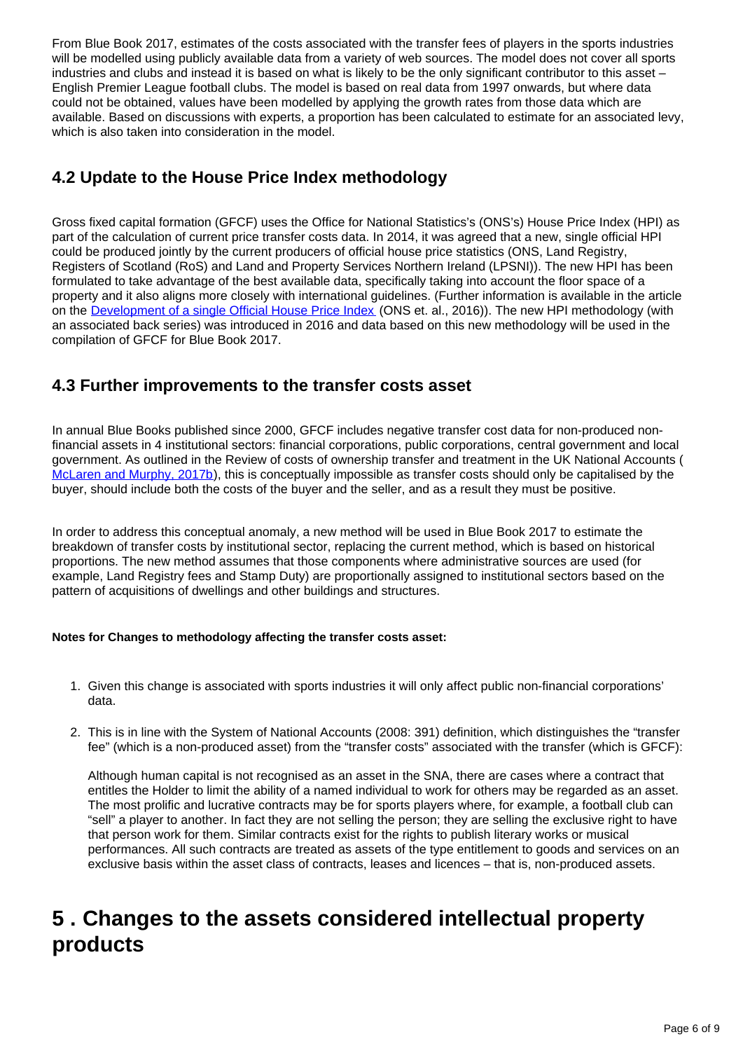From Blue Book 2017, estimates of the costs associated with the transfer fees of players in the sports industries will be modelled using publicly available data from a variety of web sources. The model does not cover all sports industries and clubs and instead it is based on what is likely to be the only significant contributor to this asset – English Premier League football clubs. The model is based on real data from 1997 onwards, but where data could not be obtained, values have been modelled by applying the growth rates from those data which are available. Based on discussions with experts, a proportion has been calculated to estimate for an associated levy, which is also taken into consideration in the model.

### 4.2 Update to the House Price Index methodology

Gross fixed capital formation (GFCF) uses the Office for National Statistics's (ONS's) House Price Index (HPI) as part of the calculation of current price transfer costs data. In 2014, it was agreed that a new, single official HPI could be produced jointly by the current producers of official house price statistics (ONS, Land Registry, Registers of Scotland (RoS) and Land and Property Services Northern Ireland (LPSNI)). The new HPI has been formulated to take advantage of the best available data, specifically taking into account the floor space of a property and it also aligns more closely with international guidelines. (Further information is available in the article on the [Development of a single Official House Price Index](#) (ONS et. al., 2016)). The new HPI methodology (with an associated back series) was introduced in 2016 and data based on this new methodology will be used in the compilation of GFCF for Blue Book 2017.

### 4.3 Further improvements to the transfer costs asset

In annual Blue Books published since 2000, GFCF includes negative transfer cost data for non-produced non-financial assets in 4 institutional sectors: financial corporations, public corporations, central government and local government. As outlined in the Review of costs of ownership transfer and treatment in the UK National Accounts ([McLaren and Murphy, 2017b](#)), this is conceptually impossible as transfer costs should only be capitalised by the buyer, should include both the costs of the buyer and the seller, and as a result they must be positive.

In order to address this conceptual anomaly, a new method will be used in Blue Book 2017 to estimate the breakdown of transfer costs by institutional sector, replacing the current method, which is based on historical proportions. The new method assumes that those components where administrative sources are used (for example, Land Registry fees and Stamp Duty) are proportionally assigned to institutional sectors based on the pattern of acquisitions of dwellings and other buildings and structures.

**Notes for Changes to methodology affecting the transfer costs asset:**

1. Given this change is associated with sports industries it will only affect public non-financial corporations' data.

2. This is in line with the System of National Accounts (2008: 391) definition, which distinguishes the "transfer fee" (which is a non-produced asset) from the "transfer costs" associated with the transfer (which is GFCF):

   Although human capital is not recognised as an asset in the SNA, there are cases where a contract that entitles the Holder to limit the ability of a named individual to work for others may be regarded as an asset. The most prolific and lucrative contracts may be for sports players where, for example, a football club can "sell" a player to another. In fact they are not selling the person; they are selling the exclusive right to have that person work for them. Similar contracts exist for the rights to publish literary works or musical performances. All such contracts are treated as assets of the type entitlement to goods and services on an exclusive basis within the asset class of contracts, leases and licences – that is, non-produced assets.

## 5 . Changes to the assets considered intellectual property products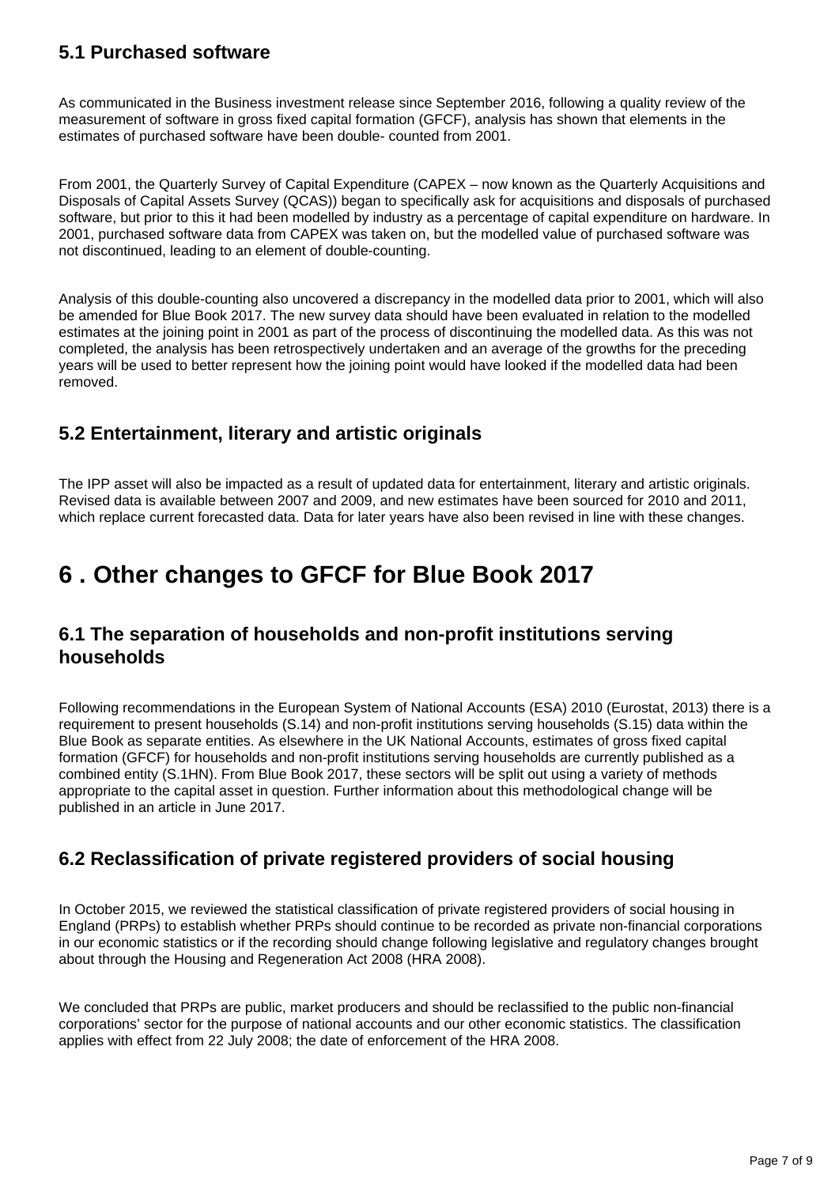### 5.1 Purchased software

As communicated in the Business investment release since September 2016, following a quality review of the measurement of software in gross fixed capital formation (GFCF), analysis has shown that elements in the estimates of purchased software have been double- counted from 2001.

From 2001, the Quarterly Survey of Capital Expenditure (CAPEX – now known as the Quarterly Acquisitions and Disposals of Capital Assets Survey (QCAS)) began to specifically ask for acquisitions and disposals of purchased software, but prior to this it had been modelled by industry as a percentage of capital expenditure on hardware. In 2001, purchased software data from CAPEX was taken on, but the modelled value of purchased software was not discontinued, leading to an element of double-counting.

Analysis of this double-counting also uncovered a discrepancy in the modelled data prior to 2001, which will also be amended for Blue Book 2017. The new survey data should have been evaluated in relation to the modelled estimates at the joining point in 2001 as part of the process of discontinuing the modelled data. As this was not completed, the analysis has been retrospectively undertaken and an average of the growths for the preceding years will be used to better represent how the joining point would have looked if the modelled data had been removed.

### 5.2 Entertainment, literary and artistic originals

The IPP asset will also be impacted as a result of updated data for entertainment, literary and artistic originals. Revised data is available between 2007 and 2009, and new estimates have been sourced for 2010 and 2011, which replace current forecasted data. Data for later years have also been revised in line with these changes.

## 6 . Other changes to GFCF for Blue Book 2017

### 6.1 The separation of households and non-profit institutions serving households

Following recommendations in the European System of National Accounts (ESA) 2010 (Eurostat, 2013) there is a requirement to present households (S.14) and non-profit institutions serving households (S.15) data within the Blue Book as separate entities. As elsewhere in the UK National Accounts, estimates of gross fixed capital formation (GFCF) for households and non-profit institutions serving households are currently published as a combined entity (S.1HN). From Blue Book 2017, these sectors will be split out using a variety of methods appropriate to the capital asset in question. Further information about this methodological change will be published in an article in June 2017.

### 6.2 Reclassification of private registered providers of social housing

In October 2015, we reviewed the statistical classification of private registered providers of social housing in England (PRPs) to establish whether PRPs should continue to be recorded as private non-financial corporations in our economic statistics or if the recording should change following legislative and regulatory changes brought about through the Housing and Regeneration Act 2008 (HRA 2008).

We concluded that PRPs are public, market producers and should be reclassified to the public non-financial corporations' sector for the purpose of national accounts and our other economic statistics. The classification applies with effect from 22 July 2008; the date of enforcement of the HRA 2008.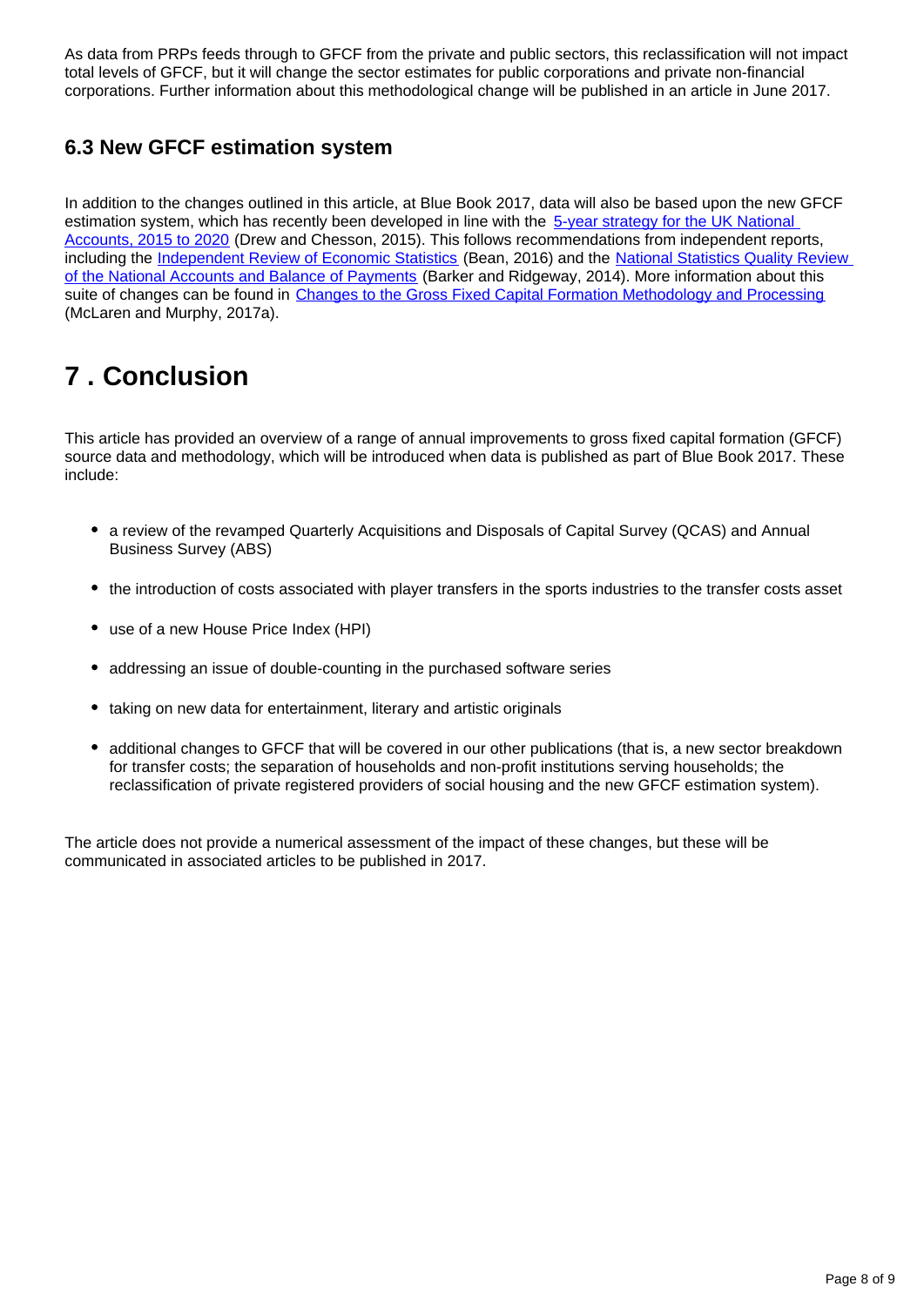As data from PRPs feeds through to GFCF from the private and public sectors, this reclassification will not impact total levels of GFCF, but it will change the sector estimates for public corporations and private non-financial corporations. Further information about this methodological change will be published in an article in June 2017.

### 6.3 New GFCF estimation system

In addition to the changes outlined in this article, at Blue Book 2017, data will also be based upon the new GFCF estimation system, which has recently been developed in line with the [5-year strategy for the UK National Accounts, 2015 to 2020](#) (Drew and Chesson, 2015). This follows recommendations from independent reports, including the [Independent Review of Economic Statistics](#) (Bean, 2016) and the [National Statistics Quality Review of the National Accounts and Balance of Payments](#) (Barker and Ridgeway, 2014). More information about this suite of changes can be found in [Changes to the Gross Fixed Capital Formation Methodology and Processing](#) (McLaren and Murphy, 2017a).

## 7 . Conclusion

This article has provided an overview of a range of annual improvements to gross fixed capital formation (GFCF) source data and methodology, which will be introduced when data is published as part of Blue Book 2017. These include:

- a review of the revamped Quarterly Acquisitions and Disposals of Capital Survey (QCAS) and Annual Business Survey (ABS)
- the introduction of costs associated with player transfers in the sports industries to the transfer costs asset
- use of a new House Price Index (HPI)
- addressing an issue of double-counting in the purchased software series
- taking on new data for entertainment, literary and artistic originals
- additional changes to GFCF that will be covered in our other publications (that is, a new sector breakdown for transfer costs; the separation of households and non-profit institutions serving households; the reclassification of private registered providers of social housing and the new GFCF estimation system).

The article does not provide a numerical assessment of the impact of these changes, but these will be communicated in associated articles to be published in 2017.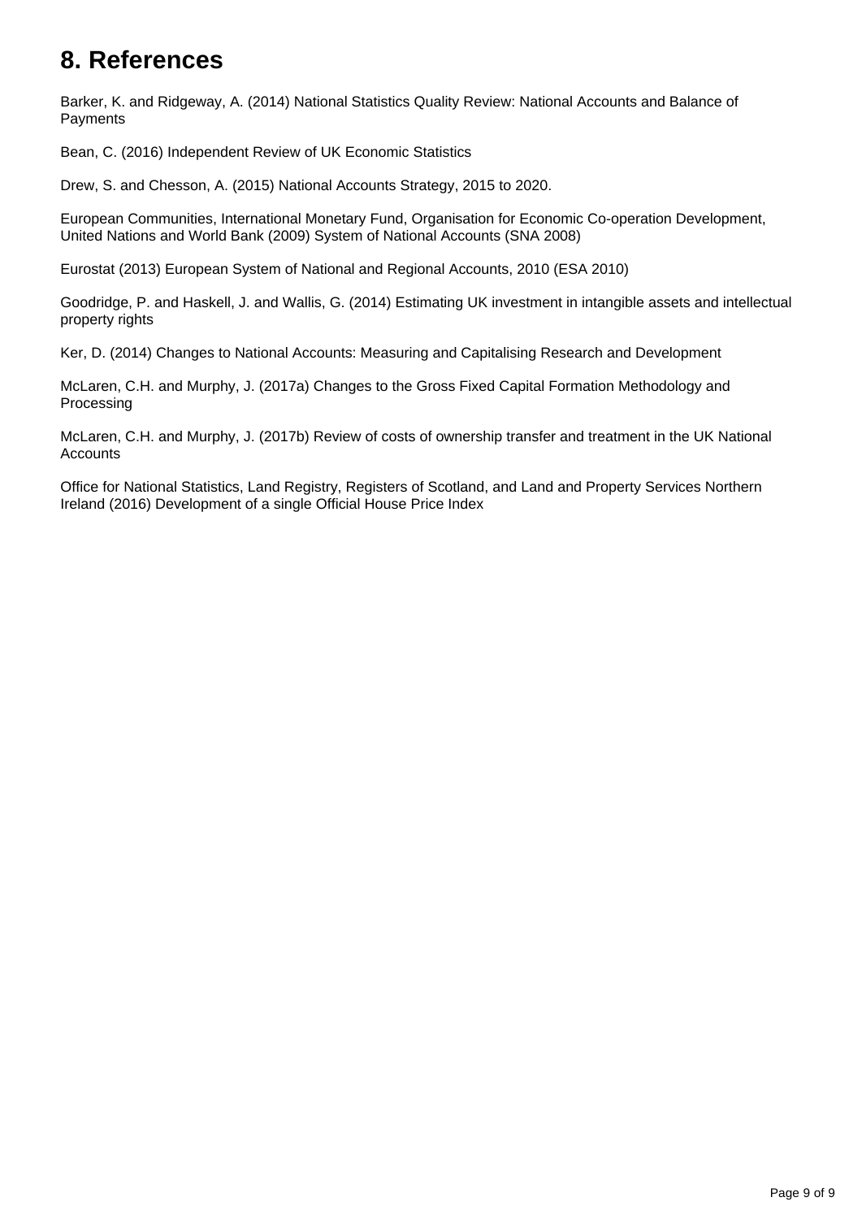## 8. References

Barker, K. and Ridgeway, A. (2014) National Statistics Quality Review: National Accounts and Balance of Payments

Bean, C. (2016) Independent Review of UK Economic Statistics

Drew, S. and Chesson, A. (2015) National Accounts Strategy, 2015 to 2020.

European Communities, International Monetary Fund, Organisation for Economic Co-operation Development, United Nations and World Bank (2009) System of National Accounts (SNA 2008)

Eurostat (2013) European System of National and Regional Accounts, 2010 (ESA 2010)

Goodridge, P. and Haskell, J. and Wallis, G. (2014) Estimating UK investment in intangible assets and intellectual property rights

Ker, D. (2014) Changes to National Accounts: Measuring and Capitalising Research and Development

McLaren, C.H. and Murphy, J. (2017a) Changes to the Gross Fixed Capital Formation Methodology and Processing

McLaren, C.H. and Murphy, J. (2017b) Review of costs of ownership transfer and treatment in the UK National Accounts

Office for National Statistics, Land Registry, Registers of Scotland, and Land and Property Services Northern Ireland (2016) Development of a single Official House Price Index